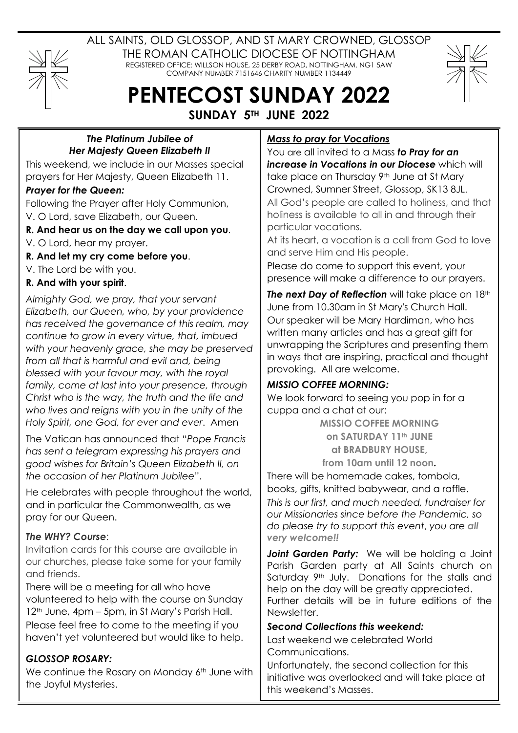ALL SAINTS, OLD GLOSSOP, AND ST MARY CROWNED, GLOSSOP

THE ROMAN CATHOLIC DIOCESE OF NOTTINGHAM

REGISTERED OFFICE: WILLSON HOUSE, 25 DERBY ROAD, NOTTINGHAM. NG1 5AW
COMPANY NUMBER 7151646 CHARITY NUMBER 1134449

# PENTECOST SUNDAY 2022

## SUNDAY 5TH JUNE 2022

### *The Platinum Jubilee of Her Majesty Queen Elizabeth II*

This weekend, we include in our Masses special prayers for Her Majesty, Queen Elizabeth 11.

***Prayer for the Queen:***

Following the Prayer after Holy Communion,

V. O Lord, save Elizabeth, our Queen.

**R. And hear us on the day we call upon you**.

V. O Lord, hear my prayer.

**R. And let my cry come before you**.

V. The Lord be with you.

**R. And with your spirit**.

*Almighty God, we pray, that your servant Elizabeth, our Queen, who, by your providence has received the governance of this realm, may continue to grow in every virtue, that, imbued with your heavenly grace, she may be preserved from all that is harmful and evil and, being blessed with your favour may, with the royal family, come at last into your presence, through Christ who is the way, the truth and the life and who lives and reigns with you in the unity of the Holy Spirit, one God, for ever and ever*. Amen

The Vatican has announced that "*Pope Francis has sent a telegram expressing his prayers and good wishes for Britain's Queen Elizabeth II, on the occasion of her Platinum Jubilee*".

He celebrates with people throughout the world, and in particular the Commonwealth, as we pray for our Queen.

***The WHY? Course***:

Invitation cards for this course are available in our churches, please take some for your family and friends.

There will be a meeting for all who have volunteered to help with the course on Sunday 12th June, 4pm – 5pm, in St Mary's Parish Hall.

Please feel free to come to the meeting if you haven't yet volunteered but would like to help.

***GLOSSOP ROSARY:***

We continue the Rosary on Monday 6th June with the Joyful Mysteries.

***Mass to pray for Vocations***

You are all invited to a Mass ***to Pray for an increase in Vocations in our Diocese*** which will take place on Thursday 9th June at St Mary Crowned, Sumner Street, Glossop, SK13 8JL.

All God's people are called to holiness, and that holiness is available to all in and through their particular vocations.

At its heart, a vocation is a call from God to love and serve Him and His people.

Please do come to support this event, your presence will make a difference to our prayers.

***The next Day of Reflection*** will take place on 18th June from 10.30am in St Mary's Church Hall.

Our speaker will be Mary Hardiman, who has written many articles and has a great gift for unwrapping the Scriptures and presenting them in ways that are inspiring, practical and thought provoking. All are welcome.

***MISSIO COFFEE MORNING:***

We look forward to seeing you pop in for a cuppa and a chat at our:

**MISSIO COFFEE MORNING**
**on SATURDAY 11th JUNE**
**at BRADBURY HOUSE,**
**from 10am until 12 noon.**

There will be homemade cakes, tombola, books, gifts, knitted babywear, and a raffle.

*This is our first, and much needed, fundraiser for our Missionaries since before the Pandemic, so do please try to support this event, you are **all very welcome!!***

***Joint Garden Party:*** We will be holding a Joint Parish Garden party at All Saints church on Saturday 9th July. Donations for the stalls and help on the day will be greatly appreciated. Further details will be in future editions of the Newsletter.

***Second Collections this weekend:***

Last weekend we celebrated World Communications.

Unfortunately, the second collection for this initiative was overlooked and will take place at this weekend's Masses.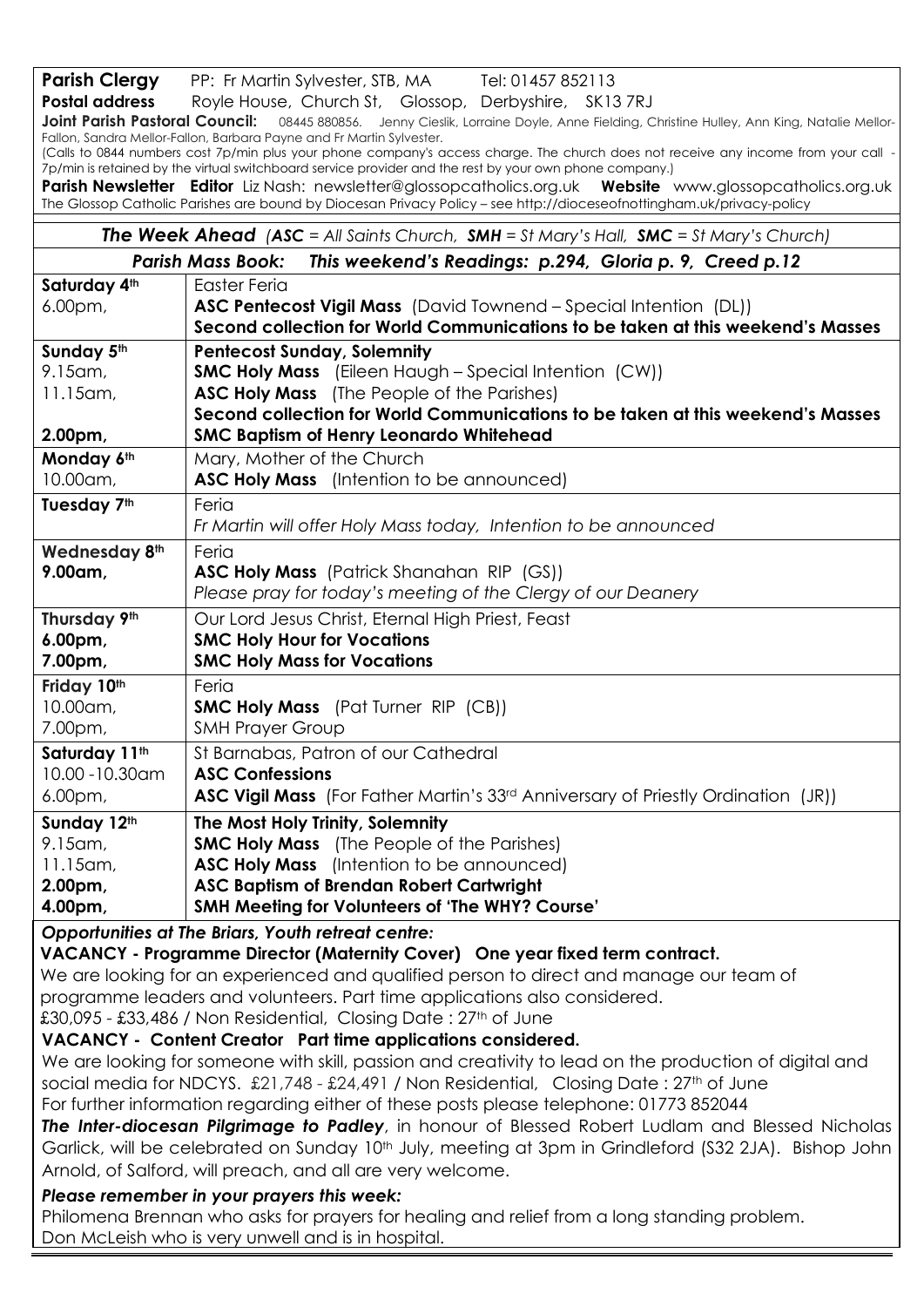**Parish Clergy** PP: Fr Martin Sylvester, STB, MA Tel: 01457 852113

**Postal address** Royle House, Church St, Glossop, Derbyshire, SK13 7RJ

**Joint Parish Pastoral Council:** 08445 880856. Jenny Cieslik, Lorraine Doyle, Anne Fielding, Christine Hulley, Ann King, Natalie Mellor-Fallon, Sandra Mellor-Fallon, Barbara Payne and Fr Martin Sylvester.

(Calls to 0844 numbers cost 7p/min plus your phone company's access charge. The church does not receive any income from your call - 7p/min is retained by the virtual switchboard service provider and the rest by your own phone company.)

**Parish Newsletter Editor** Liz Nash: newsletter@glossopcatholics.org.uk **Website** www.glossopcatholics.org.uk

The Glossop Catholic Parishes are bound by Diocesan Privacy Policy – see http://dioceseofnottingham.uk/privacy-policy

***The Week Ahead** (**ASC** = All Saints Church, **SMH** = St Mary's Hall, **SMC** = St Mary's Church)*

***Parish Mass Book: This weekend's Readings: p.294, Gloria p. 9, Creed p.12***

| | |
|---|---|
| **Saturday 4th**<br>6.00pm, | Easter Feria<br>**ASC Pentecost Vigil Mass** (David Townend – Special Intention (DL))<br>**Second collection for World Communications to be taken at this weekend's Masses** |
| **Sunday 5th**<br>9.15am,<br>11.15am,<br><br>**2.00pm,** | **Pentecost Sunday, Solemnity**<br>**SMC Holy Mass** (Eileen Haugh – Special Intention (CW))<br>**ASC Holy Mass** (The People of the Parishes)<br>**Second collection for World Communications to be taken at this weekend's Masses**<br>**SMC Baptism of Henry Leonardo Whitehead** |
| **Monday 6th**<br>10.00am, | Mary, Mother of the Church<br>**ASC Holy Mass** (Intention to be announced) |
| **Tuesday 7th** | Feria<br>*Fr Martin will offer Holy Mass today, Intention to be announced* |
| **Wednesday 8th**<br>**9.00am,** | Feria<br>**ASC Holy Mass** (Patrick Shanahan RIP (GS))<br>*Please pray for today's meeting of the Clergy of our Deanery* |
| **Thursday 9th**<br>**6.00pm,**<br>**7.00pm,** | Our Lord Jesus Christ, Eternal High Priest, Feast<br>**SMC Holy Hour for Vocations**<br>**SMC Holy Mass for Vocations** |
| **Friday 10th**<br>10.00am,<br>7.00pm, | Feria<br>**SMC Holy Mass** (Pat Turner RIP (CB))<br>SMH Prayer Group |
| **Saturday 11th**<br>10.00 -10.30am<br>6.00pm, | St Barnabas, Patron of our Cathedral<br>**ASC Confessions**<br>**ASC Vigil Mass** (For Father Martin's 33rd Anniversary of Priestly Ordination (JR)) |
| **Sunday 12th**<br>9.15am,<br>11.15am,<br>**2.00pm,**<br>**4.00pm,** | **The Most Holy Trinity, Solemnity**<br>**SMC Holy Mass** (The People of the Parishes)<br>**ASC Holy Mass** (Intention to be announced)<br>**ASC Baptism of Brendan Robert Cartwright**<br>**SMH Meeting for Volunteers of 'The WHY? Course'** |

***Opportunities at The Briars, Youth retreat centre:***

**VACANCY - Programme Director (Maternity Cover) One year fixed term contract.**

We are looking for an experienced and qualified person to direct and manage our team of programme leaders and volunteers. Part time applications also considered.

£30,095 - £33,486 / Non Residential, Closing Date : 27th of June

**VACANCY - Content Creator Part time applications considered.**

We are looking for someone with skill, passion and creativity to lead on the production of digital and social media for NDCYS. £21,748 - £24,491 / Non Residential, Closing Date : 27th of June

For further information regarding either of these posts please telephone: 01773 852044

***The Inter-diocesan Pilgrimage to Padley***, in honour of Blessed Robert Ludlam and Blessed Nicholas Garlick, will be celebrated on Sunday 10th July, meeting at 3pm in Grindleford (S32 2JA). Bishop John Arnold, of Salford, will preach, and all are very welcome.

***Please remember in your prayers this week:***

Philomena Brennan who asks for prayers for healing and relief from a long standing problem.

Don McLeish who is very unwell and is in hospital.